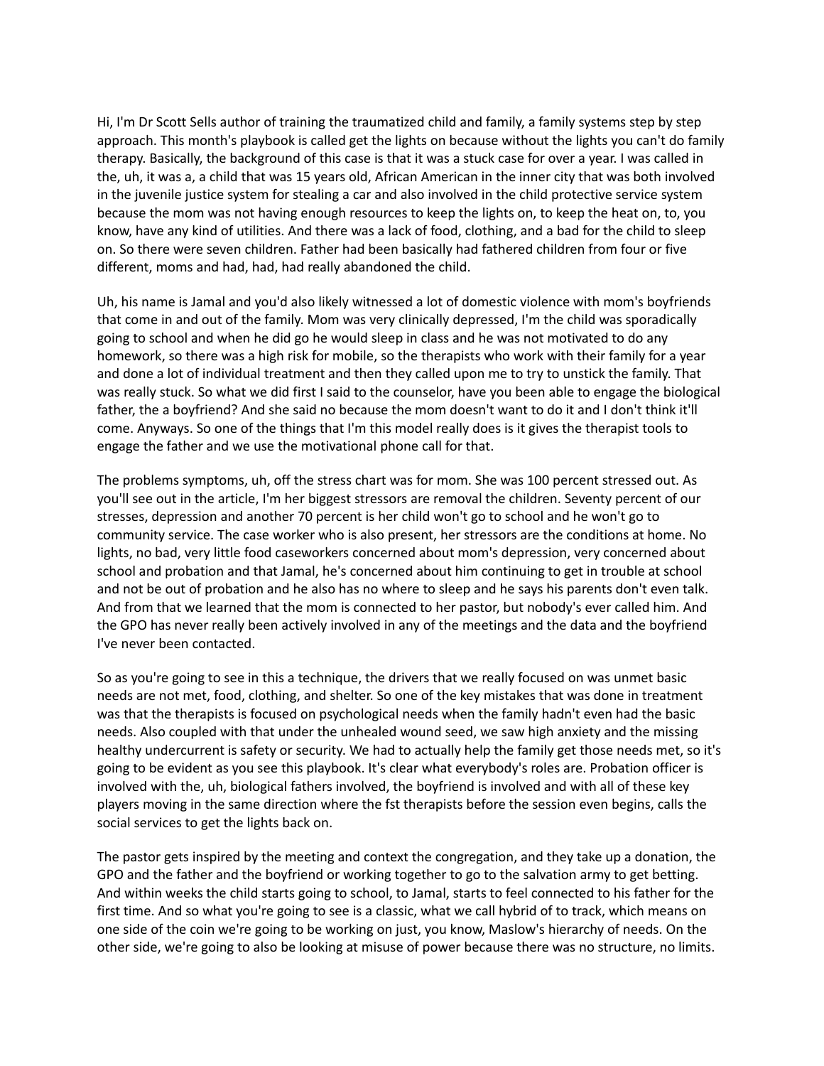Hi, I'm Dr Scott Sells author of training the traumatized child and family, a family systems step by step approach. This month's playbook is called get the lights on because without the lights you can't do family therapy. Basically, the background of this case is that it was a stuck case for over a year. I was called in the, uh, it was a, a child that was 15 years old, African American in the inner city that was both involved in the juvenile justice system for stealing a car and also involved in the child protective service system because the mom was not having enough resources to keep the lights on, to keep the heat on, to, you know, have any kind of utilities. And there was a lack of food, clothing, and a bad for the child to sleep on. So there were seven children. Father had been basically had fathered children from four or five different, moms and had, had, had really abandoned the child.

Uh, his name is Jamal and you'd also likely witnessed a lot of domestic violence with mom's boyfriends that come in and out of the family. Mom was very clinically depressed, I'm the child was sporadically going to school and when he did go he would sleep in class and he was not motivated to do any homework, so there was a high risk for mobile, so the therapists who work with their family for a year and done a lot of individual treatment and then they called upon me to try to unstick the family. That was really stuck. So what we did first I said to the counselor, have you been able to engage the biological father, the a boyfriend? And she said no because the mom doesn't want to do it and I don't think it'll come. Anyways. So one of the things that I'm this model really does is it gives the therapist tools to engage the father and we use the motivational phone call for that.

The problems symptoms, uh, off the stress chart was for mom. She was 100 percent stressed out. As you'll see out in the article, I'm her biggest stressors are removal the children. Seventy percent of our stresses, depression and another 70 percent is her child won't go to school and he won't go to community service. The case worker who is also present, her stressors are the conditions at home. No lights, no bad, very little food caseworkers concerned about mom's depression, very concerned about school and probation and that Jamal, he's concerned about him continuing to get in trouble at school and not be out of probation and he also has no where to sleep and he says his parents don't even talk. And from that we learned that the mom is connected to her pastor, but nobody's ever called him. And the GPO has never really been actively involved in any of the meetings and the data and the boyfriend I've never been contacted.

So as you're going to see in this a technique, the drivers that we really focused on was unmet basic needs are not met, food, clothing, and shelter. So one of the key mistakes that was done in treatment was that the therapists is focused on psychological needs when the family hadn't even had the basic needs. Also coupled with that under the unhealed wound seed, we saw high anxiety and the missing healthy undercurrent is safety or security. We had to actually help the family get those needs met, so it's going to be evident as you see this playbook. It's clear what everybody's roles are. Probation officer is involved with the, uh, biological fathers involved, the boyfriend is involved and with all of these key players moving in the same direction where the fst therapists before the session even begins, calls the social services to get the lights back on.

The pastor gets inspired by the meeting and context the congregation, and they take up a donation, the GPO and the father and the boyfriend or working together to go to the salvation army to get betting. And within weeks the child starts going to school, to Jamal, starts to feel connected to his father for the first time. And so what you're going to see is a classic, what we call hybrid of to track, which means on one side of the coin we're going to be working on just, you know, Maslow's hierarchy of needs. On the other side, we're going to also be looking at misuse of power because there was no structure, no limits.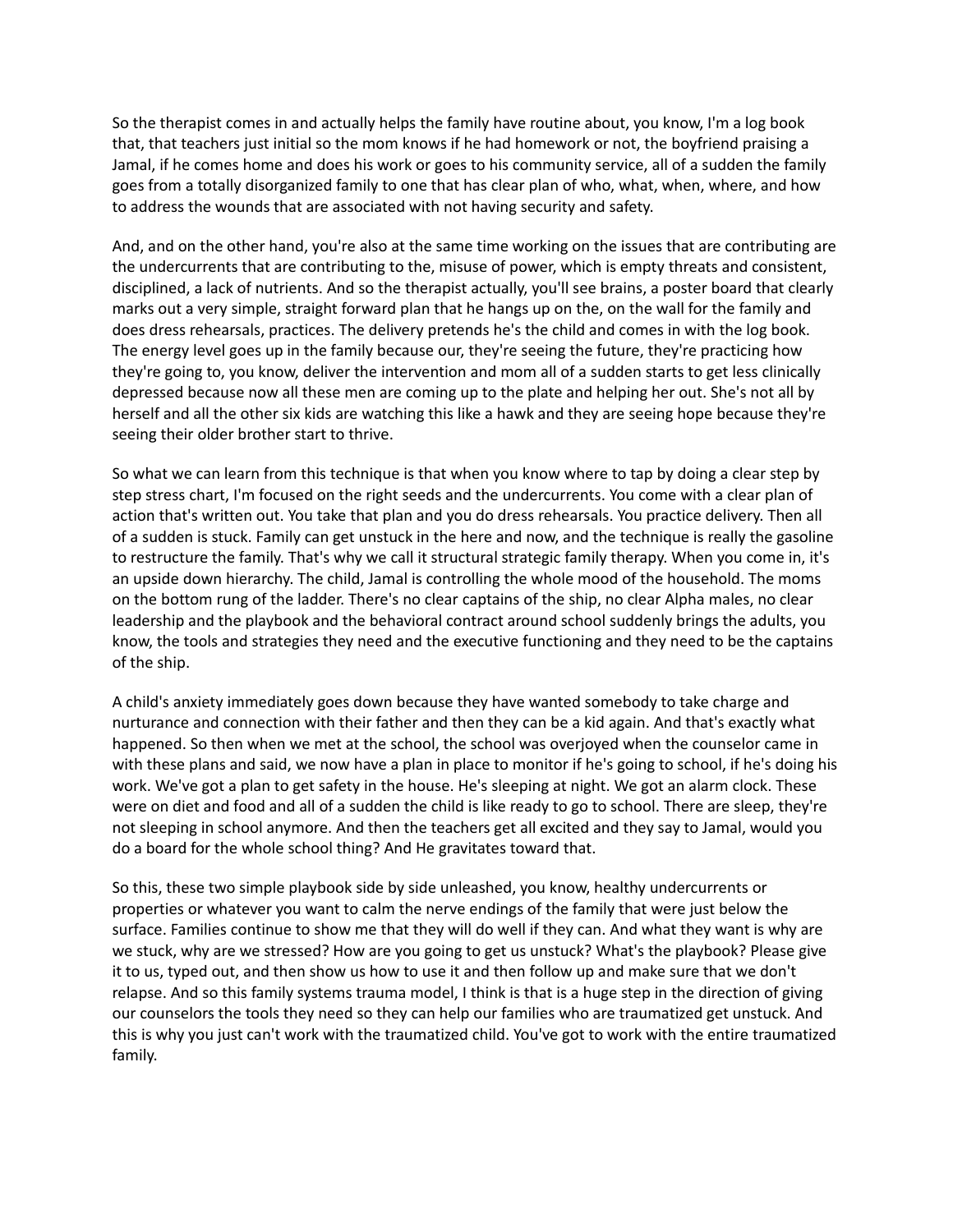So the therapist comes in and actually helps the family have routine about, you know, I'm a log book that, that teachers just initial so the mom knows if he had homework or not, the boyfriend praising a Jamal, if he comes home and does his work or goes to his community service, all of a sudden the family goes from a totally disorganized family to one that has clear plan of who, what, when, where, and how to address the wounds that are associated with not having security and safety.

And, and on the other hand, you're also at the same time working on the issues that are contributing are the undercurrents that are contributing to the, misuse of power, which is empty threats and consistent, disciplined, a lack of nutrients. And so the therapist actually, you'll see brains, a poster board that clearly marks out a very simple, straight forward plan that he hangs up on the, on the wall for the family and does dress rehearsals, practices. The delivery pretends he's the child and comes in with the log book. The energy level goes up in the family because our, they're seeing the future, they're practicing how they're going to, you know, deliver the intervention and mom all of a sudden starts to get less clinically depressed because now all these men are coming up to the plate and helping her out. She's not all by herself and all the other six kids are watching this like a hawk and they are seeing hope because they're seeing their older brother start to thrive.

So what we can learn from this technique is that when you know where to tap by doing a clear step by step stress chart, I'm focused on the right seeds and the undercurrents. You come with a clear plan of action that's written out. You take that plan and you do dress rehearsals. You practice delivery. Then all of a sudden is stuck. Family can get unstuck in the here and now, and the technique is really the gasoline to restructure the family. That's why we call it structural strategic family therapy. When you come in, it's an upside down hierarchy. The child, Jamal is controlling the whole mood of the household. The moms on the bottom rung of the ladder. There's no clear captains of the ship, no clear Alpha males, no clear leadership and the playbook and the behavioral contract around school suddenly brings the adults, you know, the tools and strategies they need and the executive functioning and they need to be the captains of the ship.

A child's anxiety immediately goes down because they have wanted somebody to take charge and nurturance and connection with their father and then they can be a kid again. And that's exactly what happened. So then when we met at the school, the school was overjoyed when the counselor came in with these plans and said, we now have a plan in place to monitor if he's going to school, if he's doing his work. We've got a plan to get safety in the house. He's sleeping at night. We got an alarm clock. These were on diet and food and all of a sudden the child is like ready to go to school. There are sleep, they're not sleeping in school anymore. And then the teachers get all excited and they say to Jamal, would you do a board for the whole school thing? And He gravitates toward that.

So this, these two simple playbook side by side unleashed, you know, healthy undercurrents or properties or whatever you want to calm the nerve endings of the family that were just below the surface. Families continue to show me that they will do well if they can. And what they want is why are we stuck, why are we stressed? How are you going to get us unstuck? What's the playbook? Please give it to us, typed out, and then show us how to use it and then follow up and make sure that we don't relapse. And so this family systems trauma model, I think is that is a huge step in the direction of giving our counselors the tools they need so they can help our families who are traumatized get unstuck. And this is why you just can't work with the traumatized child. You've got to work with the entire traumatized family.